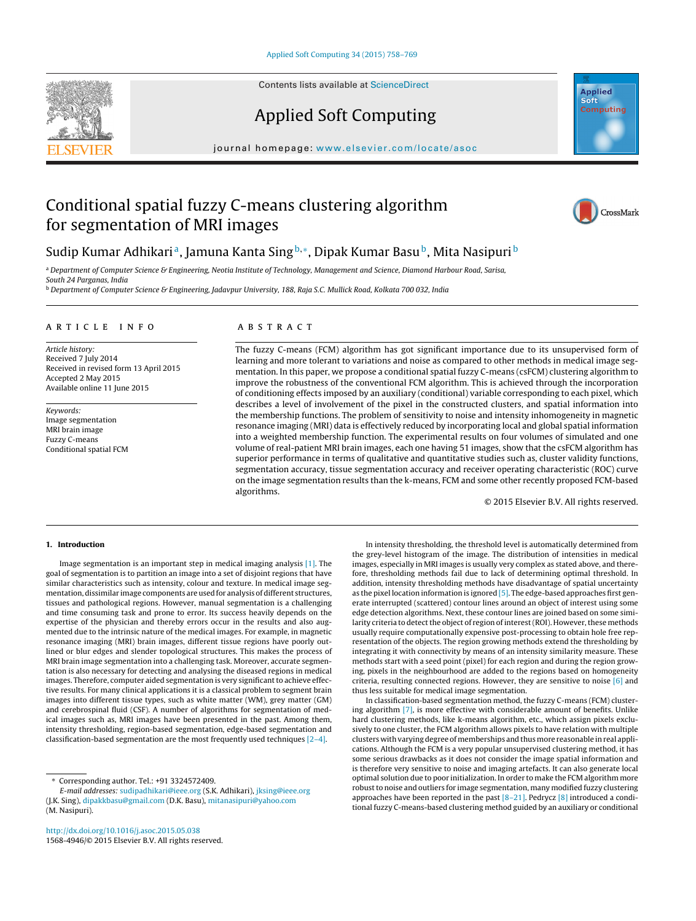# Conditional spatial fuzzy C-means clustering algorithm for segmentation of MRI images

Sudip Kumar Adhikari [a], Jamuna Kanta Sing [b,*], Dipak Kumar Basu [b], Mita Nasipuri [b]

[a] Department of Computer Science & Engineering, Neotia Institute of Technology, Management and Science, Diamond Harbour Road, Sarisa, South 24 Parganas, India

[b] Department of Computer Science & Engineering, Jadavpur University, 188, Raja S.C. Mullick Road, Kolkata 700 032, India

## ARTICLE INFO

*Article history:*
Received 7 July 2014
Received in revised form 13 April 2015
Accepted 2 May 2015
Available online 11 June 2015

*Keywords:*
Image segmentation
MRI brain image
Fuzzy C-means
Conditional spatial FCM

## ABSTRACT

The fuzzy C-means (FCM) algorithm has got significant importance due to its unsupervised form of learning and more tolerant to variations and noise as compared to other methods in medical image segmentation. In this paper, we propose a conditional spatial fuzzy C-means (csFCM) clustering algorithm to improve the robustness of the conventional FCM algorithm. This is achieved through the incorporation of conditioning effects imposed by an auxiliary (conditional) variable corresponding to each pixel, which describes a level of involvement of the pixel in the constructed clusters, and spatial information into the membership functions. The problem of sensitivity to noise and intensity inhomogeneity in magnetic resonance imaging (MRI) data is effectively reduced by incorporating local and global spatial information into a weighted membership function. The experimental results on four volumes of simulated and one volume of real-patient MRI brain images, each one having 51 images, show that the csFCM algorithm has superior performance in terms of qualitative and quantitative studies such as, cluster validity functions, segmentation accuracy, tissue segmentation accuracy and receiver operating characteristic (ROC) curve on the image segmentation results than the k-means, FCM and some other recently proposed FCM-based algorithms.

© 2015 Elsevier B.V. All rights reserved.

## 1. Introduction

Image segmentation is an important step in medical imaging analysis [1]. The goal of segmentation is to partition an image into a set of disjoint regions that have similar characteristics such as intensity, colour and texture. In medical image segmentation, dissimilar image components are used for analysis of different structures, tissues and pathological regions. However, manual segmentation is a challenging and time consuming task and prone to error. Its success heavily depends on the expertise of the physician and thereby errors occur in the results and also augmented due to the intrinsic nature of the medical images. For example, in magnetic resonance imaging (MRI) brain images, different tissue regions have poorly outlined or blur edges and slender topological structures. This makes the process of MRI brain image segmentation into a challenging task. Moreover, accurate segmentation is also necessary for detecting and analysing the diseased regions in medical images. Therefore, computer aided segmentation is very significant to achieve effective results. For many clinical applications it is a classical problem to segment brain images into different tissue types, such as white matter (WM), grey matter (GM) and cerebrospinal fluid (CSF). A number of algorithms for segmentation of medical images such as, MRI images have been presented in the past. Among them, intensity thresholding, region-based segmentation, edge-based segmentation and classification-based segmentation are the most frequently used techniques [2–4].

In intensity thresholding, the threshold level is automatically determined from the grey-level histogram of the image. The distribution of intensities in medical images, especially in MRI images is usually very complex as stated above, and therefore, thresholding methods fail due to lack of determining optimal threshold. In addition, intensity thresholding methods have disadvantage of spatial uncertainty as the pixel location information is ignored [5]. The edge-based approaches first generate interrupted (scattered) contour lines around an object of interest using some edge detection algorithms. Next, these contour lines are joined based on some similarity criteria to detect the object of region of interest (ROI). However, these methods usually require computationally expensive post-processing to obtain hole free representation of the objects. The region growing methods extend the thresholding by integrating it with connectivity by means of an intensity similarity measure. These methods start with a seed point (pixel) for each region and during the region growing, pixels in the neighbourhood are added to the regions based on homogeneity criteria, resulting connected regions. However, they are sensitive to noise [6] and thus less suitable for medical image segmentation.

In classification-based segmentation method, the fuzzy C-means (FCM) clustering algorithm [7], is more effective with considerable amount of benefits. Unlike hard clustering methods, like k-means algorithm, etc., which assign pixels exclusively to one cluster, the FCM algorithm allows pixels to have relation with multiple clusters with varying degree of memberships and thus more reasonable in real applications. Although the FCM is a very popular unsupervised clustering method, it has some serious drawbacks as it does not consider the image spatial information and is therefore very sensitive to noise and imaging artefacts. It can also generate local optimal solution due to poor initialization. In order to make the FCM algorithm more robust to noise and outliers for image segmentation, many modified fuzzy clustering approaches have been reported in the past [8–21]. Pedrycz [8] introduced a conditional fuzzy C-means-based clustering method guided by an auxiliary or conditional

* Corresponding author. Tel.: +91 3324572409.
*E-mail addresses:* sudipadhikari@ieee.org (S.K. Adhikari), jksing@ieee.org (J.K. Sing), dipakkbasu@gmail.com (D.K. Basu), mitanasipuri@yahoo.com (M. Nasipuri).

http://dx.doi.org/10.1016/j.asoc.2015.05.038
1568-4946/© 2015 Elsevier B.V. All rights reserved.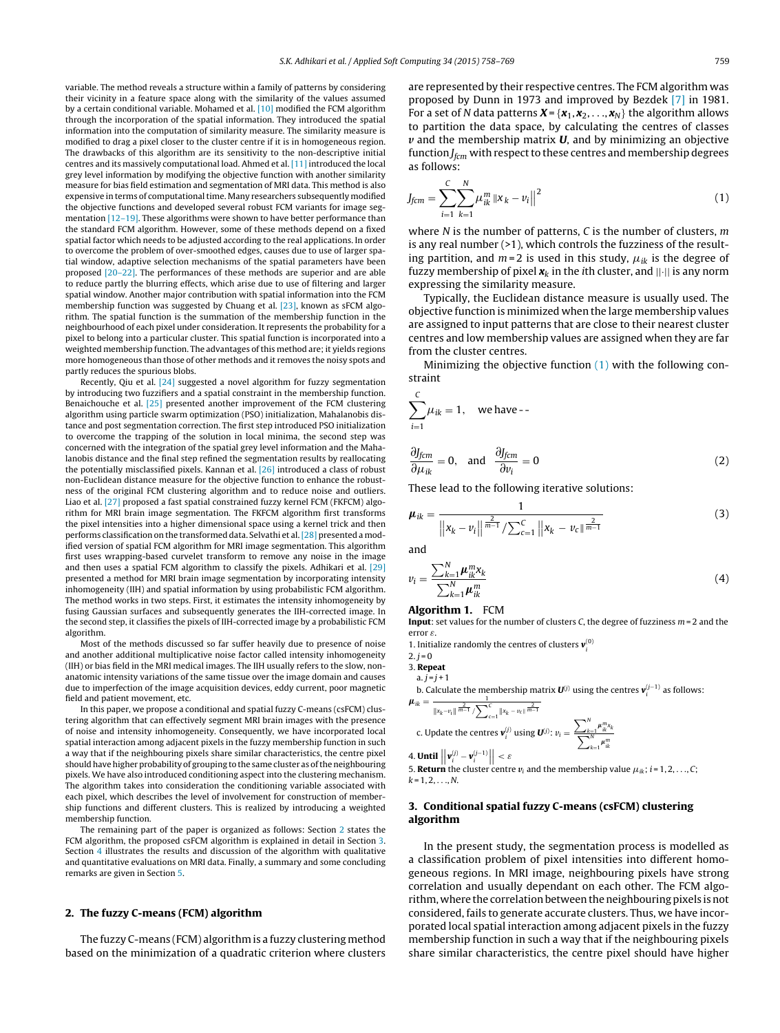variable. The method reveals a structure within a family of patterns by considering their vicinity in a feature space along with the similarity of the values assumed by a certain conditional variable. Mohamed et al. [10] modified the FCM algorithm through the incorporation of the spatial information. They introduced the spatial information into the computation of similarity measure. The similarity measure is modified to drag a pixel closer to the cluster centre if it is in homogeneous region. The drawbacks of this algorithm are its sensitivity to the non-descriptive initial centres and its massively computational load. Ahmed et al. [11] introduced the local grey level information by modifying the objective function with another similarity measure for bias field estimation and segmentation of MRI data. This method is also expensive in terms of computational time. Many researchers subsequently modified the objective functions and developed several robust FCM variants for image segmentation [12–19]. These algorithms were shown to have better performance than the standard FCM algorithm. However, some of these methods depend on a fixed spatial factor which needs to be adjusted according to the real applications. In order to overcome the problem of over-smoothed edges, causes due to use of larger spatial window, adaptive selection mechanisms of the spatial parameters have been proposed [20–22]. The performances of these methods are superior and are able to reduce partly the blurring effects, which arise due to use of filtering and larger spatial window. Another major contribution with spatial information into the FCM membership function was suggested by Chuang et al. [23], known as sFCM algorithm. The spatial function is the summation of the membership function in the neighbourhood of each pixel under consideration. It represents the probability for a pixel to belong into a particular cluster. This spatial function is incorporated into a weighted membership function. The advantages of this method are; it yields regions more homogeneous than those of other methods and it removes the noisy spots and partly reduces the spurious blobs.

Recently, Qiu et al. [24] suggested a novel algorithm for fuzzy segmentation by introducing two fuzzifiers and a spatial constraint in the membership function. Benaichouche et al. [25] presented another improvement of the FCM clustering algorithm using particle swarm optimization (PSO) initialization, Mahalanobis distance and post segmentation correction. The first step introduced PSO initialization to overcome the trapping of the solution in local minima, the second step was concerned with the integration of the spatial grey level information and the Mahalanobis distance and the final step refined the segmentation results by reallocating the potentially misclassified pixels. Kannan et al. [26] introduced a class of robust non-Euclidean distance measure for the objective function to enhance the robustness of the original FCM clustering algorithm and to reduce noise and outliers. Liao et al. [27] proposed a fast spatial constrained fuzzy kernel FCM (FKFCM) algorithm for MRI brain image segmentation. The FKFCM algorithm first transforms the pixel intensities into a higher dimensional space using a kernel trick and then performs classification on the transformed data. Selvathi et al. [28] presented a modified version of spatial FCM algorithm for MRI image segmentation. This algorithm first uses wrapping-based curvelet transform to remove any noise in the image and then uses a spatial FCM algorithm to classify the pixels. Adhikari et al. [29] presented a method for MRI brain image segmentation by incorporating intensity inhomogeneity (IIH) and spatial information by using probabilistic FCM algorithm. The method works in two steps. First, it estimates the intensity inhomogeneity by fusing Gaussian surfaces and subsequently generates the IIH-corrected image. In the second step, it classifies the pixels of IIH-corrected image by a probabilistic FCM algorithm.

Most of the methods discussed so far suffer heavily due to presence of noise and another additional multiplicative noise factor called intensity inhomogeneity (IIH) or bias field in the MRI medical images. The IIH usually refers to the slow, non-anatomic intensity variations of the same tissue over the image domain and causes due to imperfection of the image acquisition devices, eddy current, poor magnetic field and patient movement, etc.

In this paper, we propose a conditional and spatial fuzzy C-means (csFCM) clustering algorithm that can effectively segment MRI brain images with the presence of noise and intensity inhomogeneity. Consequently, we have incorporated local spatial interaction among adjacent pixels in the fuzzy membership function in such a way that if the neighbouring pixels share similar characteristics, the centre pixel should have higher probability of grouping to the same cluster as of the neighbouring pixels. We have also introduced conditioning aspect into the clustering mechanism. The algorithm takes into consideration the conditioning variable associated with each pixel, which describes the level of involvement for construction of membership functions and different clusters. This is realized by introducing a weighted membership function.

The remaining part of the paper is organized as follows: Section 2 states the FCM algorithm, the proposed csFCM algorithm is explained in detail in Section 3. Section 4 illustrates the results and discussion of the algorithm with qualitative and quantitative evaluations on MRI data. Finally, a summary and some concluding remarks are given in Section 5.

## 2. The fuzzy C-means (FCM) algorithm

The fuzzy C-means (FCM) algorithm is a fuzzy clustering method based on the minimization of a quadratic criterion where clusters are represented by their respective centres. The FCM algorithm was proposed by Dunn in 1973 and improved by Bezdek [7] in 1981. For a set of $N$ data patterns $\boldsymbol{X} = \{\boldsymbol{x}_1, \boldsymbol{x}_2, \ldots, \boldsymbol{x}_N\}$ the algorithm allows to partition the data space, by calculating the centres of classes $\boldsymbol{v}$ and the membership matrix $\boldsymbol{U}$, and by minimizing an objective function $J_{fcm}$ with respect to these centres and membership degrees as follows:

$$J_{fcm} = \sum_{i=1}^{C}\sum_{k=1}^{N}\mu_{ik}^{m}\left\|x_k - v_i\right\|^2 \tag{1}$$

where $N$ is the number of patterns, $C$ is the number of clusters, $m$ is any real number (>1), which controls the fuzziness of the resulting partition, and $m = 2$ is used in this study, $\mu_{ik}$ is the degree of fuzzy membership of pixel $\boldsymbol{x}_k$ in the $i$th cluster, and $\|\cdot\|$ is any norm expressing the similarity measure.

Typically, the Euclidean distance measure is usually used. The objective function is minimized when the large membership values are assigned to input patterns that are close to their nearest cluster centres and low membership values are assigned when they are far from the cluster centres.

Minimizing the objective function (1) with the following constraint

$$\sum_{i=1}^{C}\mu_{ik} = 1, \quad \text{we have - -}$$

$$\frac{\partial J_{fcm}}{\partial \mu_{ik}} = 0, \quad \text{and} \quad \frac{\partial J_{fcm}}{\partial v_i} = 0 \tag{2}$$

These lead to the following iterative solutions:

$$\boldsymbol{\mu}_{ik} = \frac{1}{\left\|x_k - v_i\right\|^{\frac{2}{m-1}} / \sum_{c=1}^{C}\left\|x_k - v_c\right\|^{\frac{2}{m-1}}} \tag{3}$$

and

$$v_i = \frac{\sum_{k=1}^{N}\boldsymbol{\mu}_{ik}^{m}x_k}{\sum_{k=1}^{N}\boldsymbol{\mu}_{ik}^{m}} \tag{4}$$

**Algorithm 1.** FCM

**Input**: set values for the number of clusters $C$, the degree of fuzziness $m = 2$ and the error $\varepsilon$.

1. Initialize randomly the centres of clusters $\boldsymbol{v}_i^{(0)}$
2. $j = 0$
3. **Repeat**
   a. $j = j + 1$
   b. Calculate the membership matrix $\boldsymbol{U}^{(j)}$ using the centres $\boldsymbol{v}_i^{(j-1)}$ as follows: $\boldsymbol{\mu}_{ik} = \frac{1}{\|x_k - v_i\|^{\frac{2}{m-1}} / \sum_{c=1}^{C}\|x_k - v_c\|^{\frac{2}{m-1}}}$
   c. Update the centres $\boldsymbol{v}_i^{(j)}$ using $\boldsymbol{U}^{(j)}$: $v_i = \frac{\sum_{k=1}^{N}\mu_{ik}^{m}x_k}{\sum_{k=1}^{N}\mu_{ik}^{m}}$
4. **Until** $\left\|\boldsymbol{v}_i^{(j)} - \boldsymbol{v}_i^{(j-1)}\right\| < \varepsilon$
5. **Return** the cluster centre $\boldsymbol{v}_i$ and the membership value $\mu_{ik}$; $i = 1, 2, \ldots, C$; $k = 1, 2, \ldots, N$.

## 3. Conditional spatial fuzzy C-means (csFCM) clustering algorithm

In the present study, the segmentation process is modelled as a classification problem of pixel intensities into different homogeneous regions. In MRI image, neighbouring pixels have strong correlation and usually dependant on each other. The FCM algorithm, where the correlation between the neighbouring pixels is not considered, fails to generate accurate clusters. Thus, we have incorporated local spatial interaction among adjacent pixels in the fuzzy membership function in such a way that if the neighbouring pixels share similar characteristics, the centre pixel should have higher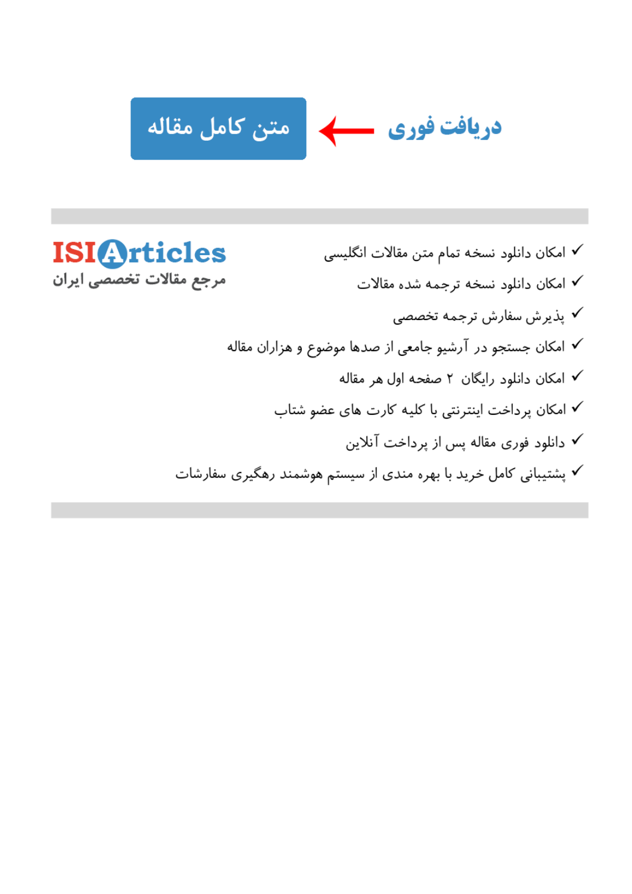دریافت فوری ← متن کامل مقاله

**ISIArticles**
مرجع مقالات تخصصی ایران

- ✓ امکان دانلود نسخه تمام متن مقالات انگلیسی
- ✓ امکان دانلود نسخه ترجمه شده مقالات
- ✓ پذیرش سفارش ترجمه تخصصی
- ✓ امکان جستجو در آرشیو جامعی از صدها موضوع و هزاران مقاله
- ✓ امکان دانلود رایگان ۲ صفحه اول هر مقاله
- ✓ امکان پرداخت اینترنتی با کلیه کارت های عضو شتاب
- ✓ دانلود فوری مقاله پس از پرداخت آنلاین
- ✓ پشتیبانی کامل خرید با بهره مندی از سیستم هوشمند رهگیری سفارشات